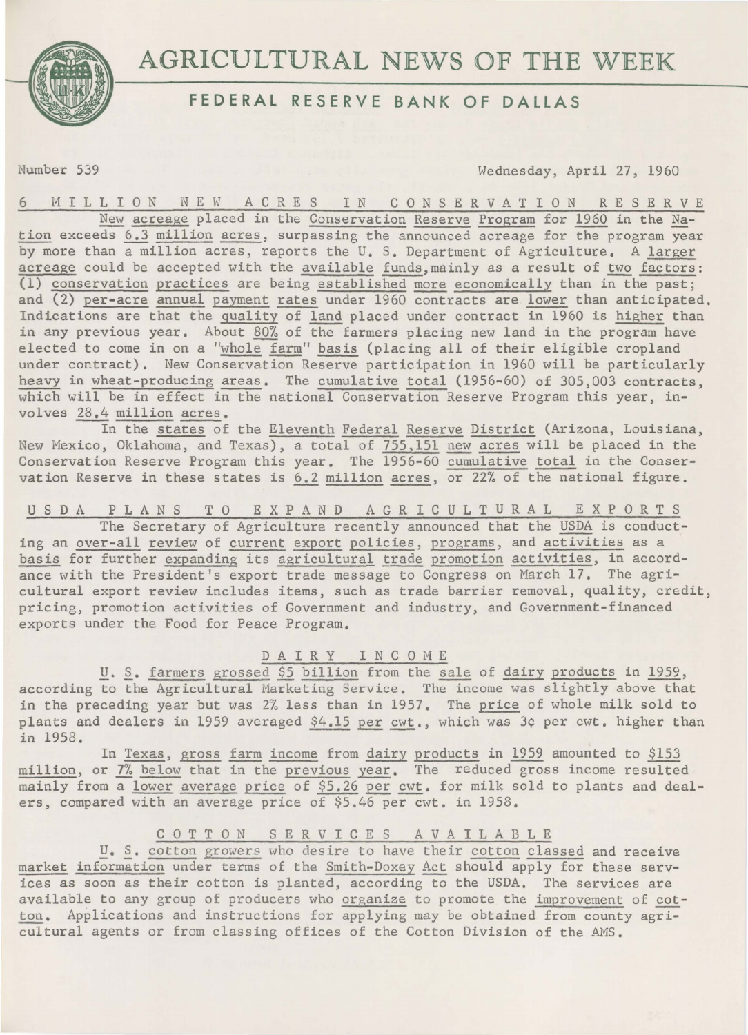# AGRICULTURAL NEWS OF THE WEEK

## FEDERAL RESERVE BANK OF DALLAS

Number 539 Wednesday, April 27, 1960

### 6 MILLION NEW ACRES IN CONSERVATION RESERVE

New acreage placed in the Conservation Reserve Program for 1960 in the Nation exceeds 6.3 million acres, surpassing the announced acreage for the program year by more than a million acres, reports the U. S. Department of Agriculture. A larger acreage could be accepted with the available funds, mainly as a result of two factors: (1) conservation practices are being established more economically than in the past; and (2) per-acre annual payment rates under 1960 contracts are lower than anticipated. Indications are that the quality of land placed under contract in 1960 is higher than in any previous year. About 80% of the farmers placing new land in the program have elected to come in on a "whole farm" basis (placing all of their eligible cropland under contract). New Conservation Reserve participation in 1960 will be particularly heavy in wheat-producing areas. The cumulative total (1956-60) of 305,003 contracts, which will be in effect in the national Conservation Reserve Program this year, involves 28.4 million acres.

In the states of the Eleventh Federal Reserve District (Arizona, Louisiana, New Mexico, Oklahoma, and Texas), a total of 755,151 new acres will be placed in the Conservation Reserve Program this year. The 1956-60 cumulative total in the Conservation Reserve in these states is 6.2 million acres, or 22% of the national figure.

### USDA PLANS TO EXPAND AGRICULTURAL EXPORTS

The Secretary of Agriculture recently announced that the USDA is conducting an over-all review of current export policies, programs, and activities as a basis for further expanding its agricultural trade promotion activities, in accordance with the President's export trade message to Congress on March 17. The agricultural export review includes items, such as trade barrier removal, quality, credit, pricing, promotion activities of Government and industry, and Government-financed exports under the Food for Peace Program.

### DAIRY INCOME

U. S. farmers grossed $5 billion from the sale of dairy products in 1959, according to the Agricultural Marketing Service. The income was slightly above that in the preceding year but was 2% less than in 1957. The price of whole milk sold to plants and dealers in 1959 averaged $4.15 per cwt., which was 3¢ per cwt. higher than in 1958.

In Texas, gross farm income from dairy products in 1959 amounted to $153 million, or 7% below that in the previous year. The reduced gross income resulted mainly from a lower average price of $5.26 per cwt. for milk sold to plants and dealers, compared with an average price of $5.46 per cwt. in 1958.

### COTTON SERVICES AVAILABLE

U. S. cotton growers who desire to have their cotton classed and receive market information under terms of the Smith-Doxey Act should apply for these services as soon as their cotton is planted, according to the USDA. The services are available to any group of producers who organize to promote the improvement of cotton. Applications and instructions for applying may be obtained from county agricultural agents or from classing offices of the Cotton Division of the AMS.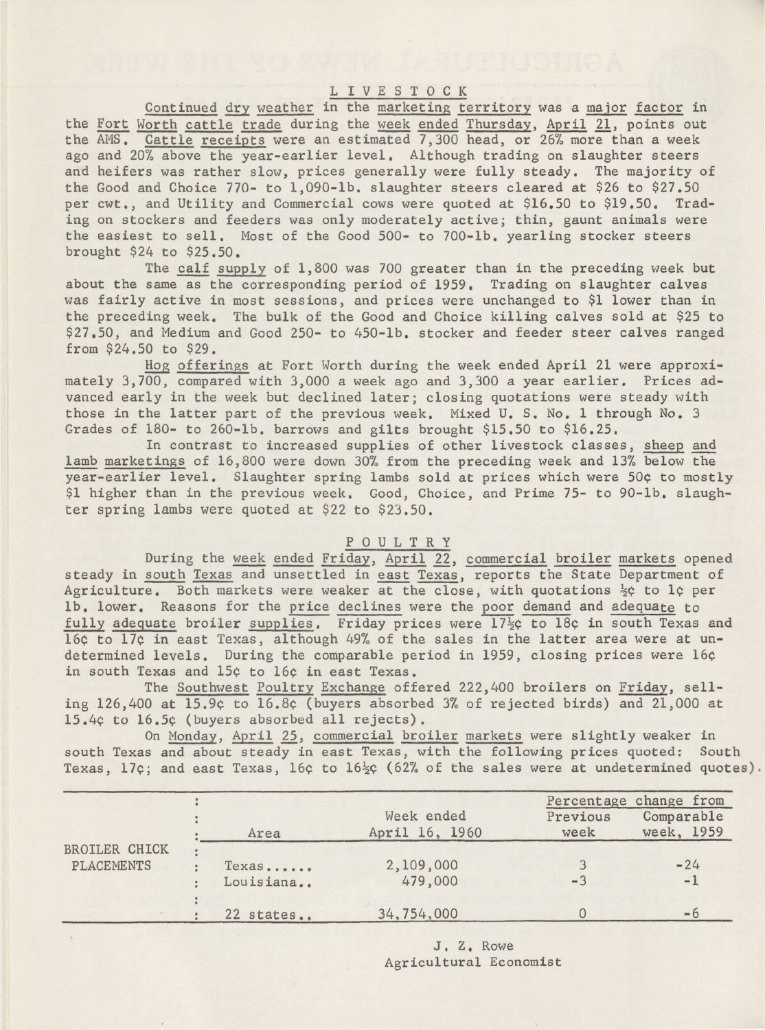## LIVESTOCK

Continued dry weather in the marketing territory was a major factor in the Fort Worth cattle trade during the week ended Thursday, April 21, points out the AMS. Cattle receipts were an estimated 7,300 head, or 26% more than a week ago and 20% above the year-earlier level. Although trading on slaughter steers and heifers was rather slow, prices generally were fully steady. The majority of the Good and Choice 770- to 1,090-lb. slaughter steers cleared at $26 to $27.50 per cwt., and Utility and Commercial cows were quoted at $16.50 to $19.50. Trading on stockers and feeders was only moderately active; thin, gaunt animals were the easiest to sell. Most of the Good 500- to 700-lb. yearling stocker steers brought $24 to $25.50.

The calf supply of 1,800 was 700 greater than in the preceding week but about the same as the corresponding period of 1959. Trading on slaughter calves was fairly active in most sessions, and prices were unchanged to $1 lower than in the preceding week. The bulk of the Good and Choice killing calves sold at $25 to $27.50, and Medium and Good 250- to 450-lb. stocker and feeder steer calves ranged from $24.50 to $29.

Hog offerings at Fort Worth during the week ended April 21 were approximately 3,700, compared with 3,000 a week ago and 3,300 a year earlier. Prices advanced early in the week but declined later; closing quotations were steady with those in the latter part of the previous week. Mixed U. S. No. 1 through No. 3 Grades of 180- to 260-lb. barrows and gilts brought $15.50 to $16.25.

In contrast to increased supplies of other livestock classes, sheep and lamb marketings of 16,800 were down 30% from the preceding week and 13% below the year-earlier level. Slaughter spring lambs sold at prices which were 50¢ to mostly $1 higher than in the previous week. Good, Choice, and Prime 75- to 90-lb. slaughter spring lambs were quoted at $22 to $23.50.

## POULTRY

During the week ended Friday, April 22, commercial broiler markets opened steady in south Texas and unsettled in east Texas, reports the State Department of Agriculture. Both markets were weaker at the close, with quotations ½¢ to 1¢ per lb. lower. Reasons for the price declines were the poor demand and adequate to fully adequate broiler supplies. Friday prices were 17½¢ to 18¢ in south Texas and 16¢ to 17¢ in east Texas, although 49% of the sales in the latter area were at undetermined levels. During the comparable period in 1959, closing prices were 16¢ in south Texas and 15¢ to 16¢ in east Texas.

The Southwest Poultry Exchange offered 222,400 broilers on Friday, selling 126,400 at 15.9¢ to 16.8¢ (buyers absorbed 3% of rejected birds) and 21,000 at 15.4¢ to 16.5¢ (buyers absorbed all rejects).

On Monday, April 25, commercial broiler markets were slightly weaker in south Texas and about steady in east Texas, with the following prices quoted: South Texas, 17¢; and east Texas, 16¢ to 16½¢ (62% of the sales were at undetermined quotes).

| | Area | Week ended April 16, 1960 | Percentage change from Previous week | Comparable week, 1959 |
|---|---|---|---|---|
| BROILER CHICK PLACEMENTS | Texas...... | 2,109,000 | 3 | -24 |
| | Louisiana.. | 479,000 | -3 | -1 |
| | 22 states.. | 34,754,000 | 0 | -6 |

J. Z. Rowe
Agricultural Economist